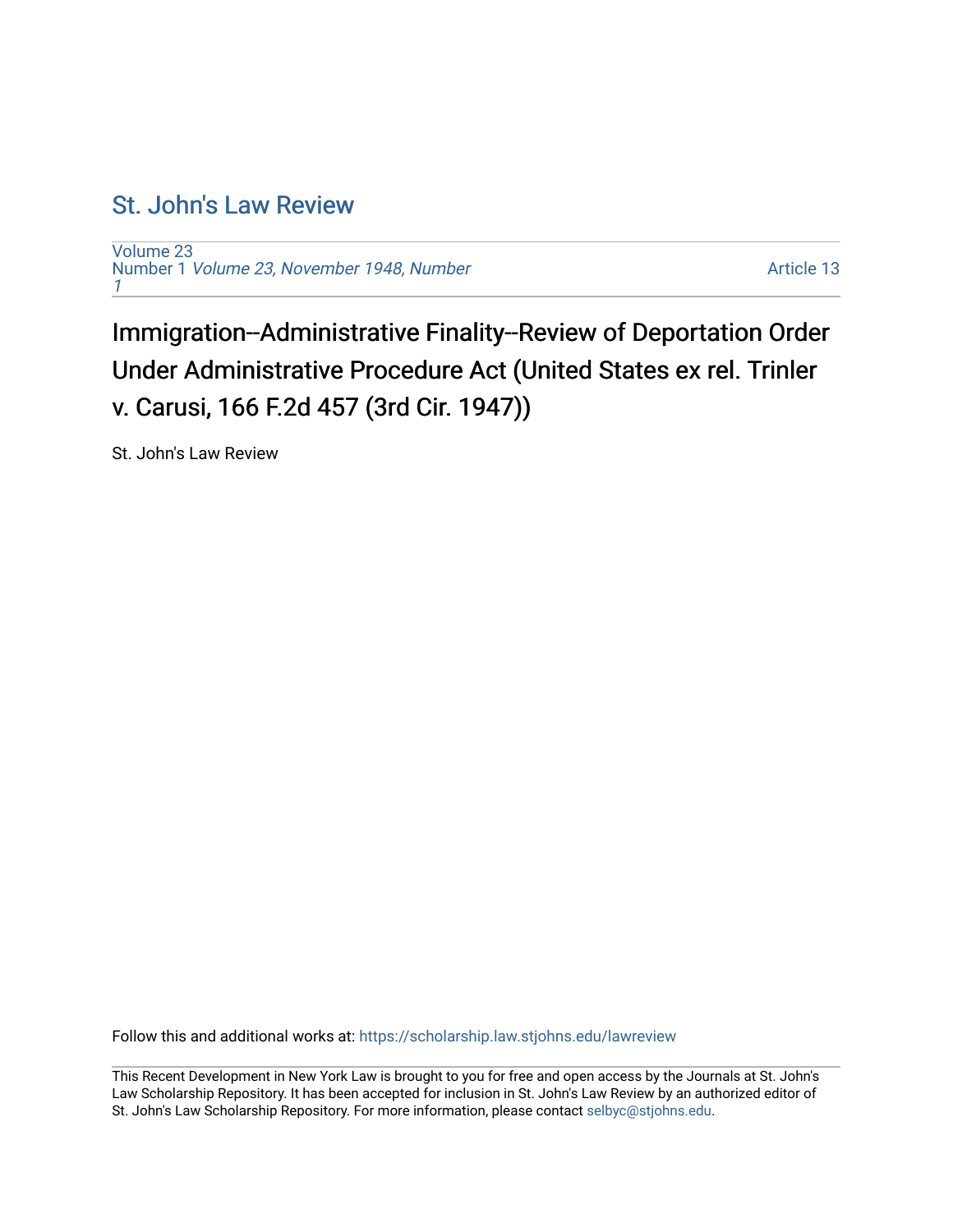# St. John's Law Review

Volume 23
Number 1 *Volume 23, November 1948, Number 1*

Article 13

## Immigration--Administrative Finality--Review of Deportation Order Under Administrative Procedure Act (United States ex rel. Trinler v. Carusi, 166 F.2d 457 (3rd Cir. 1947))

St. John's Law Review

Follow this and additional works at: https://scholarship.law.stjohns.edu/lawreview

This Recent Development in New York Law is brought to you for free and open access by the Journals at St. John's Law Scholarship Repository. It has been accepted for inclusion in St. John's Law Review by an authorized editor of St. John's Law Scholarship Repository. For more information, please contact selbyc@stjohns.edu.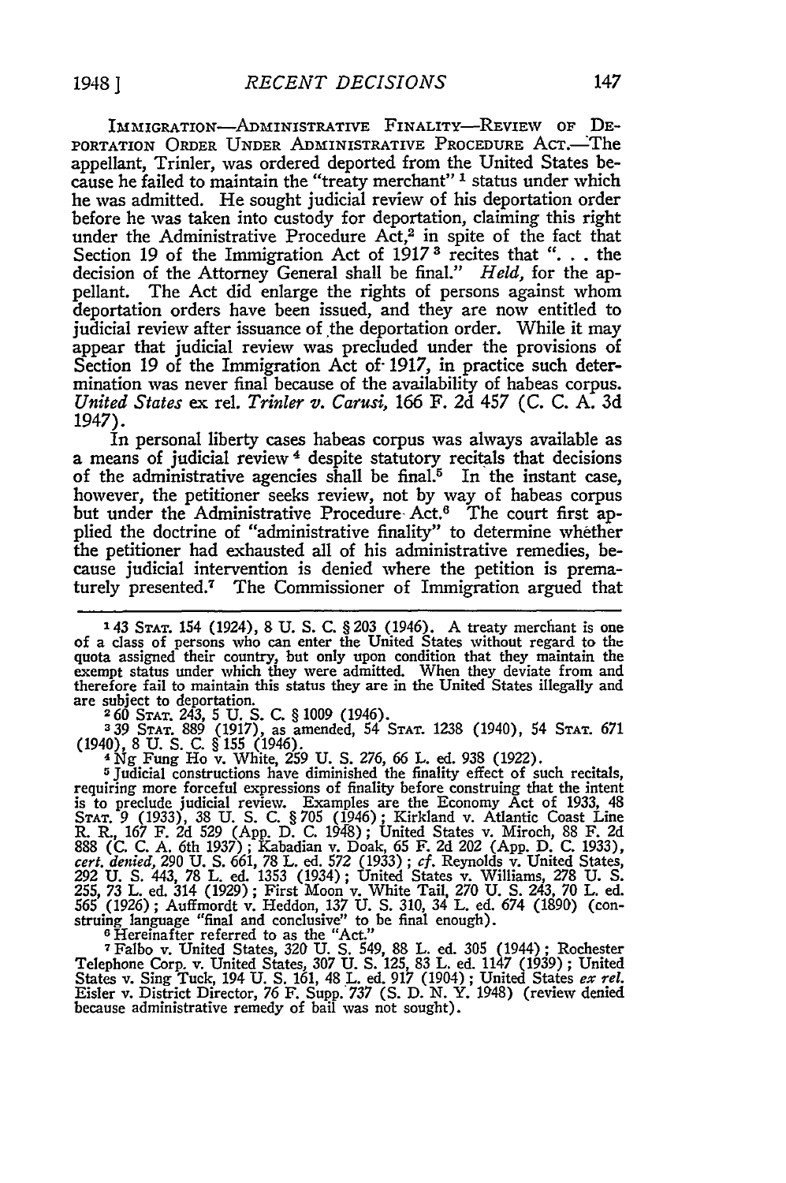IMMIGRATION—ADMINISTRATIVE FINALITY—REVIEW OF DEPORTATION ORDER UNDER ADMINISTRATIVE PROCEDURE ACT.—The appellant, Trinler, was ordered deported from the United States because he failed to maintain the "treaty merchant" [1] status under which he was admitted. He sought judicial review of his deportation order before he was taken into custody for deportation, claiming this right under the Administrative Procedure Act,[2] in spite of the fact that Section 19 of the Immigration Act of 1917 [3] recites that ". . . the decision of the Attorney General shall be final." *Held*, for the appellant. The Act did enlarge the rights of persons against whom deportation orders have been issued, and they are now entitled to judicial review after issuance of the deportation order. While it may appear that judicial review was precluded under the provisions of Section 19 of the Immigration Act of 1917, in practice such determination was never final because of the availability of habeas corpus. *United States* ex rel. *Trinler v. Carusi*, 166 F. 2d 457 (C. C. A. 3d 1947).

In personal liberty cases habeas corpus was always available as a means of judicial review [4] despite statutory recitals that decisions of the administrative agencies shall be final.[5] In the instant case, however, the petitioner seeks review, not by way of habeas corpus but under the Administrative Procedure Act.[6] The court first applied the doctrine of "administrative finality" to determine whether the petitioner had exhausted all of his administrative remedies, because judicial intervention is denied where the petition is prematurely presented.[7] The Commissioner of Immigration argued that

---

[1] 43 STAT. 154 (1924), 8 U. S. C. § 203 (1946). A treaty merchant is one of a class of persons who can enter the United States without regard to the quota assigned their country, but only upon condition that they maintain the exempt status under which they were admitted. When they deviate from and therefore fail to maintain this status they are in the United States illegally and are subject to deportation.

[2] 60 STAT. 243, 5 U. S. C. § 1009 (1946).

[3] 39 STAT. 889 (1917), as amended, 54 STAT. 1238 (1940), 54 STAT. 671 (1940), 8 U. S. C. § 155 (1946).

[4] Ng Fung Ho v. White, 259 U. S. 276, 66 L. ed. 938 (1922).

[5] Judicial constructions have diminished the finality effect of such recitals, requiring more forceful expressions of finality before construing that the intent is to preclude judicial review. Examples are the Economy Act of 1933, 48 STAT. 9 (1933), 38 U. S. C. § 705 (1946); Kirkland v. Atlantic Coast Line R. R., 167 F. 2d 529 (App. D. C. 1948); United States v. Miroch, 88 F. 2d 888 (C. C. A. 6th 1937); Kabadian v. Doak, 65 F. 2d 202 (App. D. C. 1933), *cert. denied*, 290 U. S. 661, 78 L. ed. 572 (1933); *cf.* Reynolds v. United States, 292 U. S. 443, 78 L. ed. 1353 (1934); United States v. Williams, 278 U. S. 255, 73 L. ed. 314 (1929); First Moon v. White Tail, 270 U. S. 243, 70 L. ed. 565 (1926); Auffmordt v. Heddon, 137 U. S. 310, 34 L. ed. 674 (1890) (construing language "final and conclusive" to be final enough).

[6] Hereinafter referred to as the "Act."

[7] Falbo v. United States, 320 U. S. 549, 88 L. ed. 305 (1944); Rochester Telephone Corp. v. United States, 307 U. S. 125, 83 L. ed. 1147 (1939); United States v. Sing Tuck, 194 U. S. 161, 48 L. ed. 917 (1904); United States *ex rel.* Eisler v. District Director, 76 F. Supp. 737 (S. D. N. Y. 1948) (review denied because administrative remedy of bail was not sought).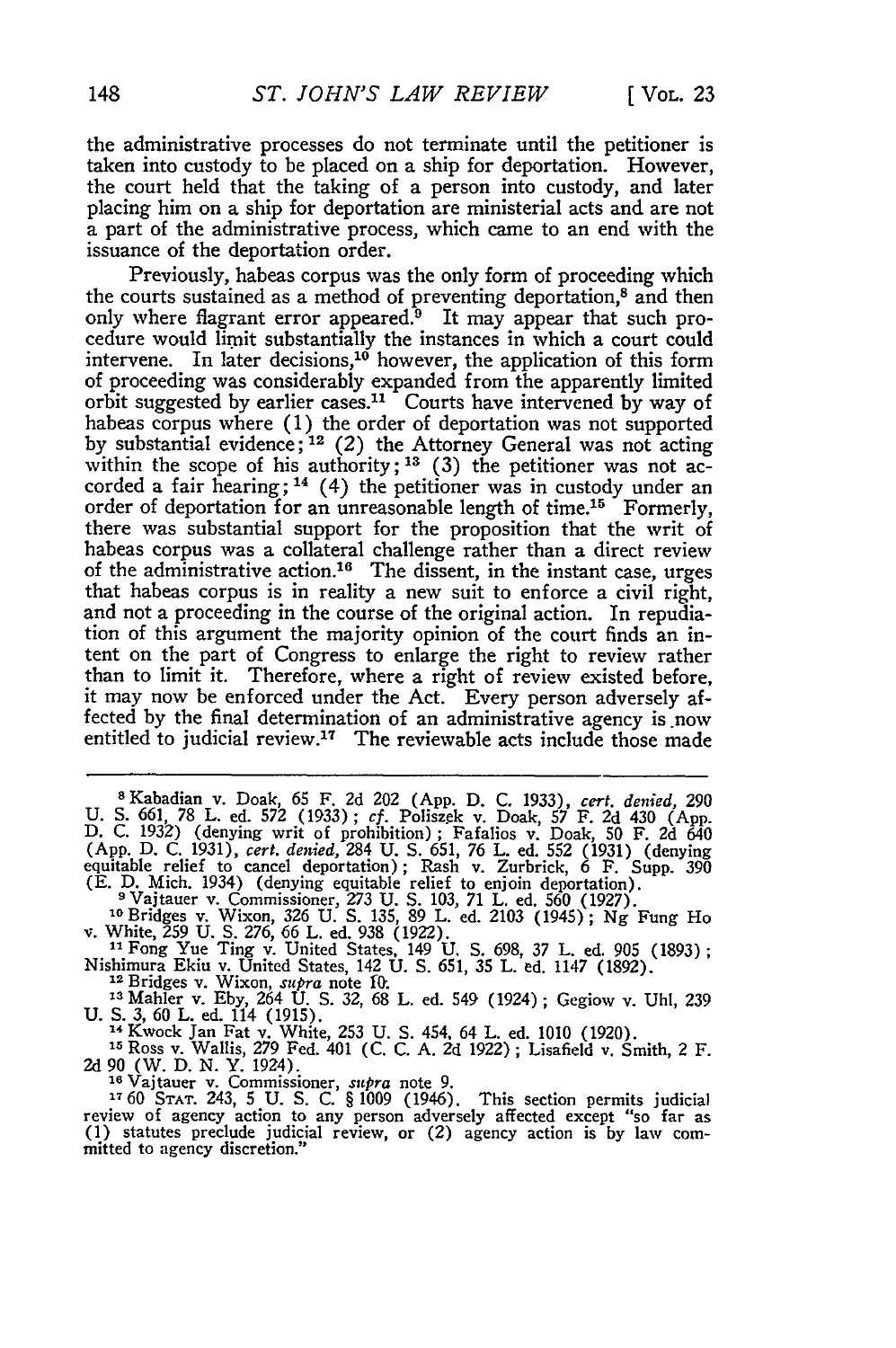the administrative processes do not terminate until the petitioner is taken into custody to be placed on a ship for deportation. However, the court held that the taking of a person into custody, and later placing him on a ship for deportation are ministerial acts and are not a part of the administrative process, which came to an end with the issuance of the deportation order.

Previously, habeas corpus was the only form of proceeding which the courts sustained as a method of preventing deportation,[8] and then only where flagrant error appeared.[9] It may appear that such procedure would limit substantially the instances in which a court could intervene. In later decisions,[10] however, the application of this form of proceeding was considerably expanded from the apparently limited orbit suggested by earlier cases.[11] Courts have intervened by way of habeas corpus where (1) the order of deportation was not supported by substantial evidence;[12] (2) the Attorney General was not acting within the scope of his authority;[13] (3) the petitioner was not accorded a fair hearing;[14] (4) the petitioner was in custody under an order of deportation for an unreasonable length of time.[15] Formerly, there was substantial support for the proposition that the writ of habeas corpus was a collateral challenge rather than a direct review of the administrative action.[16] The dissent, in the instant case, urges that habeas corpus is in reality a new suit to enforce a civil right, and not a proceeding in the course of the original action. In repudiation of this argument the majority opinion of the court finds an intent on the part of Congress to enlarge the right to review rather than to limit it. Therefore, where a right of review existed before, it may now be enforced under the Act. Every person adversely affected by the final determination of an administrative agency is now entitled to judicial review.[17] The reviewable acts include those made

---

[8] Kabadian v. Doak, 65 F. 2d 202 (App. D. C. 1933), *cert. denied*, 290 U. S. 661, 78 L. ed. 572 (1933); *cf.* Poliszek v. Doak, 57 F. 2d 430 (App. D. C. 1932) (denying writ of prohibition); Fafalios v. Doak, 50 F. 2d 640 (App. D. C. 1931), *cert. denied*, 284 U. S. 651, 76 L. ed. 552 (1931) (denying equitable relief to cancel deportation); Rash v. Zurbrick, 6 F. Supp. 390 (E. D. Mich. 1934) (denying equitable relief to enjoin deportation).

[9] Vajtauer v. Commissioner, 273 U. S. 103, 71 L. ed. 560 (1927).

[10] Bridges v. Wixon, 326 U. S. 135, 89 L. ed. 2103 (1945); Ng Fung Ho v. White, 259 U. S. 276, 66 L. ed. 938 (1922).

[11] Fong Yue Ting v. United States, 149 U. S. 698, 37 L. ed. 905 (1893); Nishimura Ekiu v. United States, 142 U. S. 651, 35 L. ed. 1147 (1892).

[12] Bridges v. Wixon, *supra* note 10.

[13] Mahler v. Eby, 264 U. S. 32, 68 L. ed. 549 (1924); Gegiow v. Uhl, 239 U. S. 3, 60 L. ed. 114 (1915).

[14] Kwock Jan Fat v. White, 253 U. S. 454, 64 L. ed. 1010 (1920).

[15] Ross v. Wallis, 279 Fed. 401 (C. C. A. 2d 1922); Lisafield v. Smith, 2 F. 2d 90 (W. D. N. Y. 1924).

[16] Vajtauer v. Commissioner, *supra* note 9.

[17] 60 STAT. 243, 5 U. S. C. § 1009 (1946). This section permits judicial review of agency action to any person adversely affected except "so far as (1) statutes preclude judicial review, or (2) agency action is by law committed to agency discretion."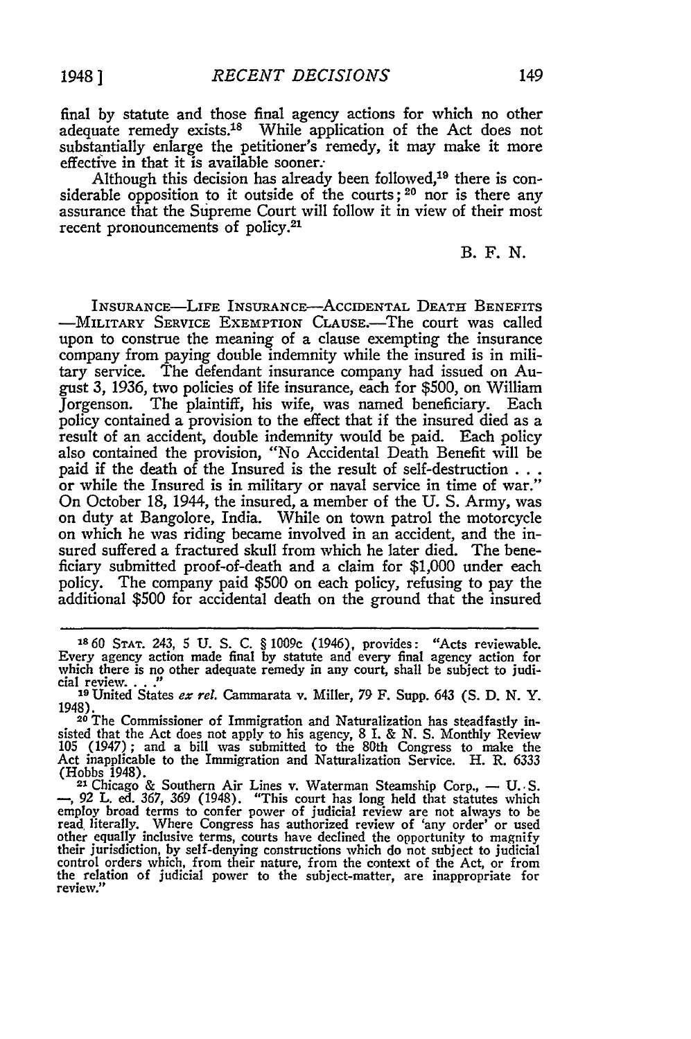final by statute and those final agency actions for which no other adequate remedy exists.[18] While application of the Act does not substantially enlarge the petitioner's remedy, it may make it more effective in that it is available sooner.

Although this decision has already been followed,[19] there is considerable opposition to it outside of the courts;[20] nor is there any assurance that the Supreme Court will follow it in view of their most recent pronouncements of policy.[21]

B. F. N.

INSURANCE—LIFE INSURANCE—ACCIDENTAL DEATH BENEFITS—MILITARY SERVICE EXEMPTION CLAUSE.—The court was called upon to construe the meaning of a clause exempting the insurance company from paying double indemnity while the insured is in military service. The defendant insurance company had issued on August 3, 1936, two policies of life insurance, each for $500, on William Jorgenson. The plaintiff, his wife, was named beneficiary. Each policy contained a provision to the effect that if the insured died as a result of an accident, double indemnity would be paid. Each policy also contained the provision, "No Accidental Death Benefit will be paid if the death of the Insured is the result of self-destruction . . . or while the Insured is in military or naval service in time of war." On October 18, 1944, the insured, a member of the U. S. Army, was on duty at Bangolore, India. While on town patrol the motorcycle on which he was riding became involved in an accident, and the insured suffered a fractured skull from which he later died. The beneficiary submitted proof-of-death and a claim for $1,000 under each policy. The company paid $500 on each policy, refusing to pay the additional $500 for accidental death on the ground that the insured

---

[18] 60 STAT. 243, 5 U. S. C. § 1009c (1946), provides: "Acts reviewable. Every agency action made final by statute and every final agency action for which there is no other adequate remedy in any court, shall be subject to judicial review. . . ."

[19] United States *ex rel.* Cammarata v. Miller, 79 F. Supp. 643 (S. D. N. Y. 1948).

[20] The Commissioner of Immigration and Naturalization has steadfastly insisted that the Act does not apply to his agency, 8 I. & N. S. Monthly Review 105 (1947); and a bill was submitted to the 80th Congress to make the Act inapplicable to the Immigration and Naturalization Service. H. R. 6333 (Hobbs 1948).

[21] Chicago & Southern Air Lines v. Waterman Steamship Corp., — U. S. —, 92 L. ed. 367, 369 (1948). "This court has long held that statutes which employ broad terms to confer power of judicial review are not always to be read literally. Where Congress has authorized review of 'any order' or used other equally inclusive terms, courts have declined the opportunity to magnify their jurisdiction, by self-denying constructions which do not subject to judicial control orders which, from their nature, from the context of the Act, or from the relation of judicial power to the subject-matter, are inappropriate for review."